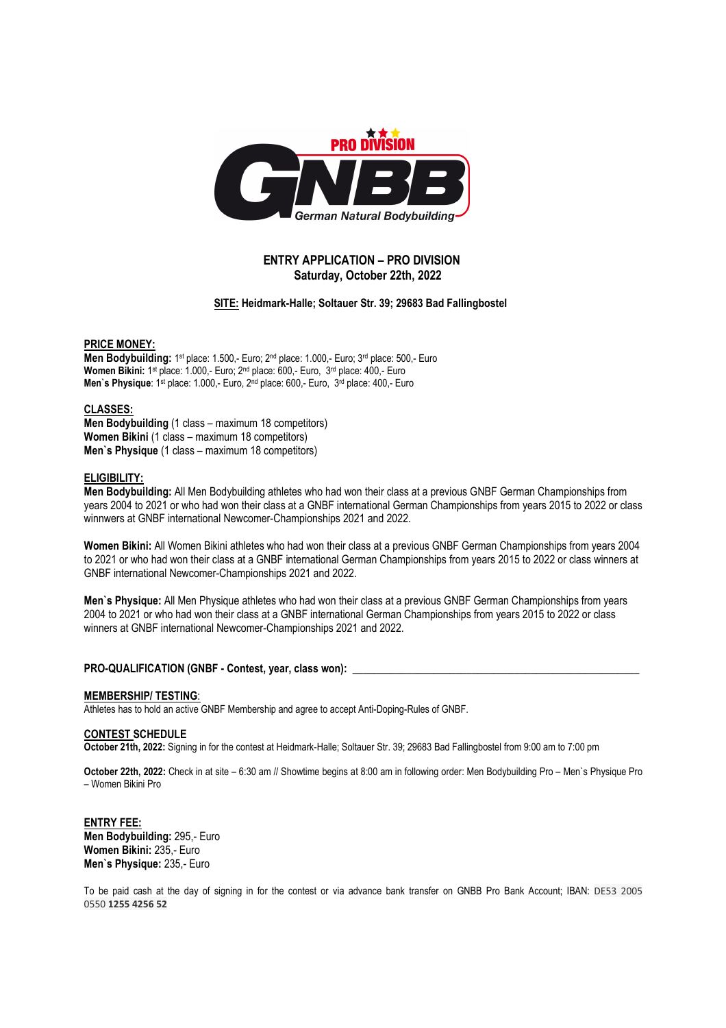PRO DIVISION

GNBB

German Natural Bodybuilding

# ENTRY APPLICATION – PRO DIVISION
## Saturday, October 22th, 2022

**SITE: Heidmark-Halle; Soltauer Str. 39; 29683 Bad Fallingbostel**

**PRICE MONEY:**
**Men Bodybuilding:** 1st place: 1.500,- Euro; 2nd place: 1.000,- Euro; 3rd place: 500,- Euro
**Women Bikini:** 1st place: 1.000,- Euro; 2nd place: 600,- Euro, 3rd place: 400,- Euro
**Men`s Physique**: 1st place: 1.000,- Euro, 2nd place: 600,- Euro, 3rd place: 400,- Euro

**CLASSES:**
**Men Bodybuilding** (1 class – maximum 18 competitors)
**Women Bikini** (1 class – maximum 18 competitors)
**Men`s Physique** (1 class – maximum 18 competitors)

**ELIGIBILITY:**
**Men Bodybuilding:** All Men Bodybuilding athletes who had won their class at a previous GNBF German Championships from years 2004 to 2021 or who had won their class at a GNBF international German Championships from years 2015 to 2022 or class winnwers at GNBF international Newcomer-Championships 2021 and 2022.

**Women Bikini:** All Women Bikini athletes who had won their class at a previous GNBF German Championships from years 2004 to 2021 or who had won their class at a GNBF international German Championships from years 2015 to 2022 or class winners at GNBF international Newcomer-Championships 2021 and 2022.

**Men`s Physique:** All Men Physique athletes who had won their class at a previous GNBF German Championships from years 2004 to 2021 or who had won their class at a GNBF international German Championships from years 2015 to 2022 or class winners at GNBF international Newcomer-Championships 2021 and 2022.

**PRO-QUALIFICATION (GNBF - Contest, year, class won):** ____________________________________________

**MEMBERSHIP/ TESTING**:
Athletes has to hold an active GNBF Membership and agree to accept Anti-Doping-Rules of GNBF.

**CONTEST SCHEDULE**
**October 21th, 2022:** Signing in for the contest at Heidmark-Halle; Soltauer Str. 39; 29683 Bad Fallingbostel from 9:00 am to 7:00 pm

**October 22th, 2022:** Check in at site – 6:30 am // Showtime begins at 8:00 am in following order: Men Bodybuilding Pro – Men`s Physique Pro – Women Bikini Pro

**ENTRY FEE:**
**Men Bodybuilding:** 295,- Euro
**Women Bikini:** 235,- Euro
**Men`s Physique:** 235,- Euro

To be paid cash at the day of signing in for the contest or via advance bank transfer on GNBB Pro Bank Account; IBAN: DE53 2005 0550 **1255 4256 52**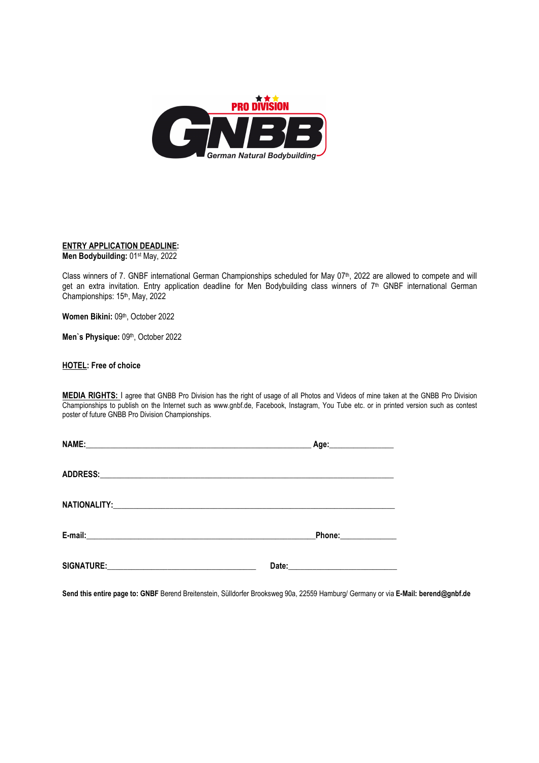**ENTRY APPLICATION DEADLINE:**
**Men Bodybuilding:** 01st May, 2022

Class winners of 7. GNBF international German Championships scheduled for May 07th, 2022 are allowed to compete and will get an extra invitation. Entry application deadline for Men Bodybuilding class winners of 7th GNBF international German Championships: 15th, May, 2022

**Women Bikini:** 09th, October 2022

**Men`s Physique:** 09th, October 2022

**HOTEL: Free of choice**

**MEDIA RIGHTS:** I agree that GNBB Pro Division has the right of usage of all Photos and Videos of mine taken at the GNBB Pro Division Championships to publish on the Internet such as www.gnbf.de, Facebook, Instagram, You Tube etc. or in printed version such as contest poster of future GNBB Pro Division Championships.

**NAME:**_______________________________________________ **Age:**______________

**ADDRESS:**_______________________________________________________________

**NATIONALITY:**____________________________________________________________

**E-mail:**_________________________________________________ **Phone:**_____________

**SIGNATURE:**_________________________________ **Date:**_________________________

**Send this entire page to: GNBF** Berend Breitenstein, Sülldorfer Brooksweg 90a, 22559 Hamburg/ Germany or via **E-Mail: berend@gnbf.de**